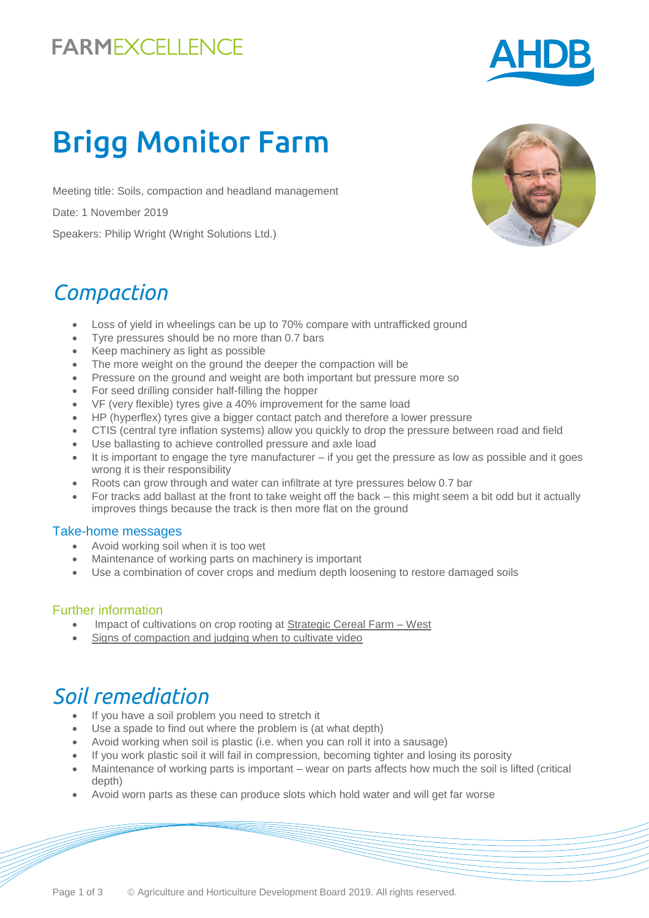FARMEXCELLENCE

AHDB

# Brigg Monitor Farm

Meeting title: Soils, compaction and headland management

Date: 1 November 2019

Speakers: Philip Wright (Wright Solutions Ltd.)

## *Compaction*

- Loss of yield in wheelings can be up to 70% compare with untrafficked ground
- Tyre pressures should be no more than 0.7 bars
- Keep machinery as light as possible
- The more weight on the ground the deeper the compaction will be
- Pressure on the ground and weight are both important but pressure more so
- For seed drilling consider half-filling the hopper
- VF (very flexible) tyres give a 40% improvement for the same load
- HP (hyperflex) tyres give a bigger contact patch and therefore a lower pressure
- CTIS (central tyre inflation systems) allow you quickly to drop the pressure between road and field
- Use ballasting to achieve controlled pressure and axle load
- It is important to engage the tyre manufacturer – if you get the pressure as low as possible and it goes wrong it is their responsibility
- Roots can grow through and water can infiltrate at tyre pressures below 0.7 bar
- For tracks add ballast at the front to take weight off the back – this might seem a bit odd but it actually improves things because the track is then more flat on the ground

### Take-home messages

- Avoid working soil when it is too wet
- Maintenance of working parts on machinery is important
- Use a combination of cover crops and medium depth loosening to restore damaged soils

### Further information

- Impact of cultivations on crop rooting at Strategic Cereal Farm – West
- Signs of compaction and judging when to cultivate video

## *Soil remediation*

- If you have a soil problem you need to stretch it
- Use a spade to find out where the problem is (at what depth)
- Avoid working when soil is plastic (i.e. when you can roll it into a sausage)
- If you work plastic soil it will fail in compression, becoming tighter and losing its porosity
- Maintenance of working parts is important – wear on parts affects how much the soil is lifted (critical depth)
- Avoid worn parts as these can produce slots which hold water and will get far worse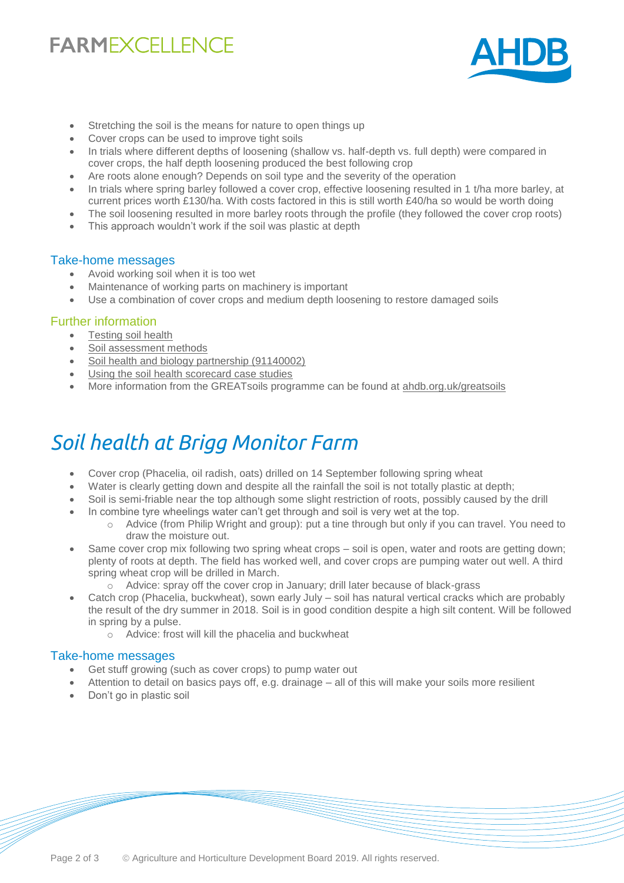- Stretching the soil is the means for nature to open things up
- Cover crops can be used to improve tight soils
- In trials where different depths of loosening (shallow vs. half-depth vs. full depth) were compared in cover crops, the half depth loosening produced the best following crop
- Are roots alone enough? Depends on soil type and the severity of the operation
- In trials where spring barley followed a cover crop, effective loosening resulted in 1 t/ha more barley, at current prices worth £130/ha. With costs factored in this is still worth £40/ha so would be worth doing
- The soil loosening resulted in more barley roots through the profile (they followed the cover crop roots)
- This approach wouldn't work if the soil was plastic at depth

### Take-home messages

- Avoid working soil when it is too wet
- Maintenance of working parts on machinery is important
- Use a combination of cover crops and medium depth loosening to restore damaged soils

### Further information

- Testing soil health
- Soil assessment methods
- Soil health and biology partnership (91140002)
- Using the soil health scorecard case studies
- More information from the GREATsoils programme can be found at ahdb.org.uk/greatsoils

## *Soil health at Brigg Monitor Farm*

- Cover crop (Phacelia, oil radish, oats) drilled on 14 September following spring wheat
- Water is clearly getting down and despite all the rainfall the soil is not totally plastic at depth;
- Soil is semi-friable near the top although some slight restriction of roots, possibly caused by the drill
- In combine tyre wheelings water can't get through and soil is very wet at the top.
  - Advice (from Philip Wright and group): put a tine through but only if you can travel. You need to draw the moisture out.
- Same cover crop mix following two spring wheat crops – soil is open, water and roots are getting down; plenty of roots at depth. The field has worked well, and cover crops are pumping water out well. A third spring wheat crop will be drilled in March.
  - Advice: spray off the cover crop in January; drill later because of black-grass
- Catch crop (Phacelia, buckwheat), sown early July – soil has natural vertical cracks which are probably the result of the dry summer in 2018. Soil is in good condition despite a high silt content. Will be followed in spring by a pulse.
  - Advice: frost will kill the phacelia and buckwheat

### Take-home messages

- Get stuff growing (such as cover crops) to pump water out
- Attention to detail on basics pays off, e.g. drainage – all of this will make your soils more resilient
- Don't go in plastic soil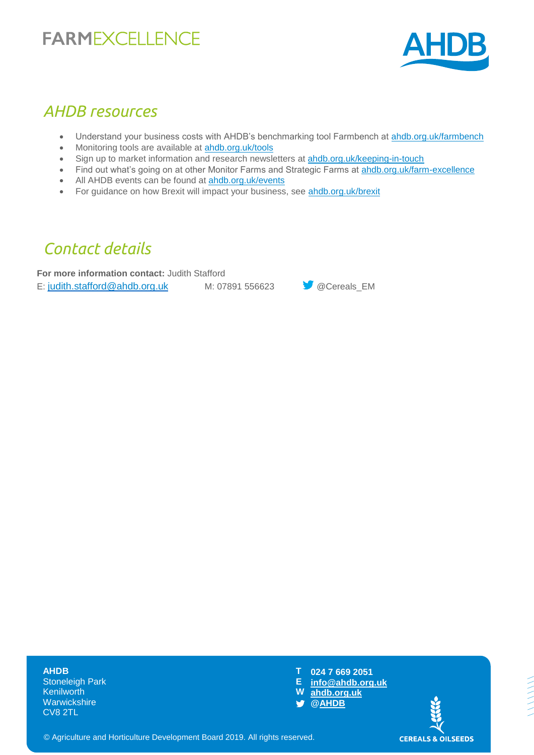FARMEXCELLENCE

AHDB

## AHDB resources

- Understand your business costs with AHDB's benchmarking tool Farmbench at ahdb.org.uk/farmbench
- Monitoring tools are available at ahdb.org.uk/tools
- Sign up to market information and research newsletters at ahdb.org.uk/keeping-in-touch
- Find out what's going on at other Monitor Farms and Strategic Farms at ahdb.org.uk/farm-excellence
- All AHDB events can be found at ahdb.org.uk/events
- For guidance on how Brexit will impact your business, see ahdb.org.uk/brexit

## Contact details

**For more information contact:** Judith Stafford
E: judith.stafford@ahdb.org.uk M: 07891 556623 @Cereals_EM

**AHDB**
Stoneleigh Park
Kenilworth
Warwickshire
CV8 2TL

**T** **024 7 669 2051**
**E** **info@ahdb.org.uk**
**W** **ahdb.org.uk**
**@AHDB**

© Agriculture and Horticulture Development Board 2019. All rights reserved.

CEREALS & OILSEEDS